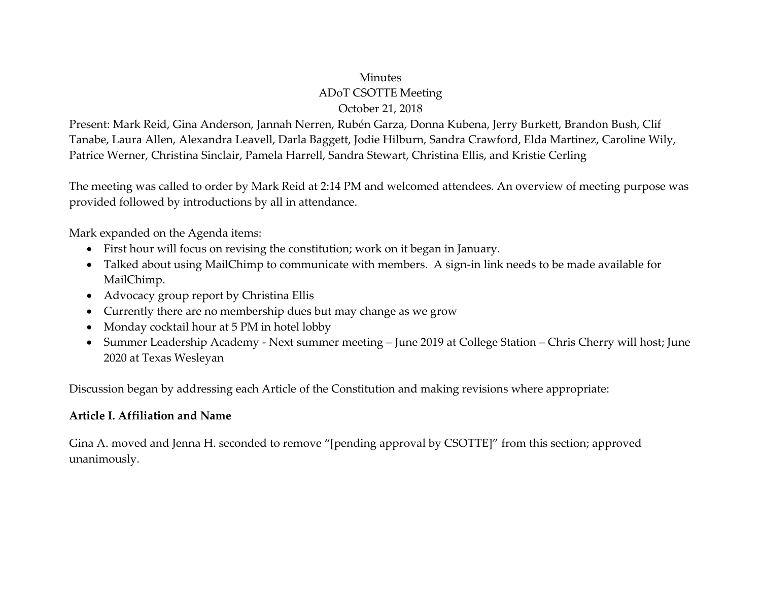Minutes
ADoT CSOTTE Meeting
October 21, 2018

Present: Mark Reid, Gina Anderson, Jannah Nerren, Rubén Garza, Donna Kubena, Jerry Burkett, Brandon Bush, Clif Tanabe, Laura Allen, Alexandra Leavell, Darla Baggett, Jodie Hilburn, Sandra Crawford, Elda Martinez, Caroline Wily, Patrice Werner, Christina Sinclair, Pamela Harrell, Sandra Stewart, Christina Ellis, and Kristie Cerling

The meeting was called to order by Mark Reid at 2:14 PM and welcomed attendees. An overview of meeting purpose was provided followed by introductions by all in attendance.

Mark expanded on the Agenda items:

- First hour will focus on revising the constitution; work on it began in January.
- Talked about using MailChimp to communicate with members. A sign-in link needs to be made available for MailChimp.
- Advocacy group report by Christina Ellis
- Currently there are no membership dues but may change as we grow
- Monday cocktail hour at 5 PM in hotel lobby
- Summer Leadership Academy - Next summer meeting – June 2019 at College Station – Chris Cherry will host; June 2020 at Texas Wesleyan

Discussion began by addressing each Article of the Constitution and making revisions where appropriate:

**Article I. Affiliation and Name**

Gina A. moved and Jenna H. seconded to remove "[pending approval by CSOTTE]" from this section; approved unanimously.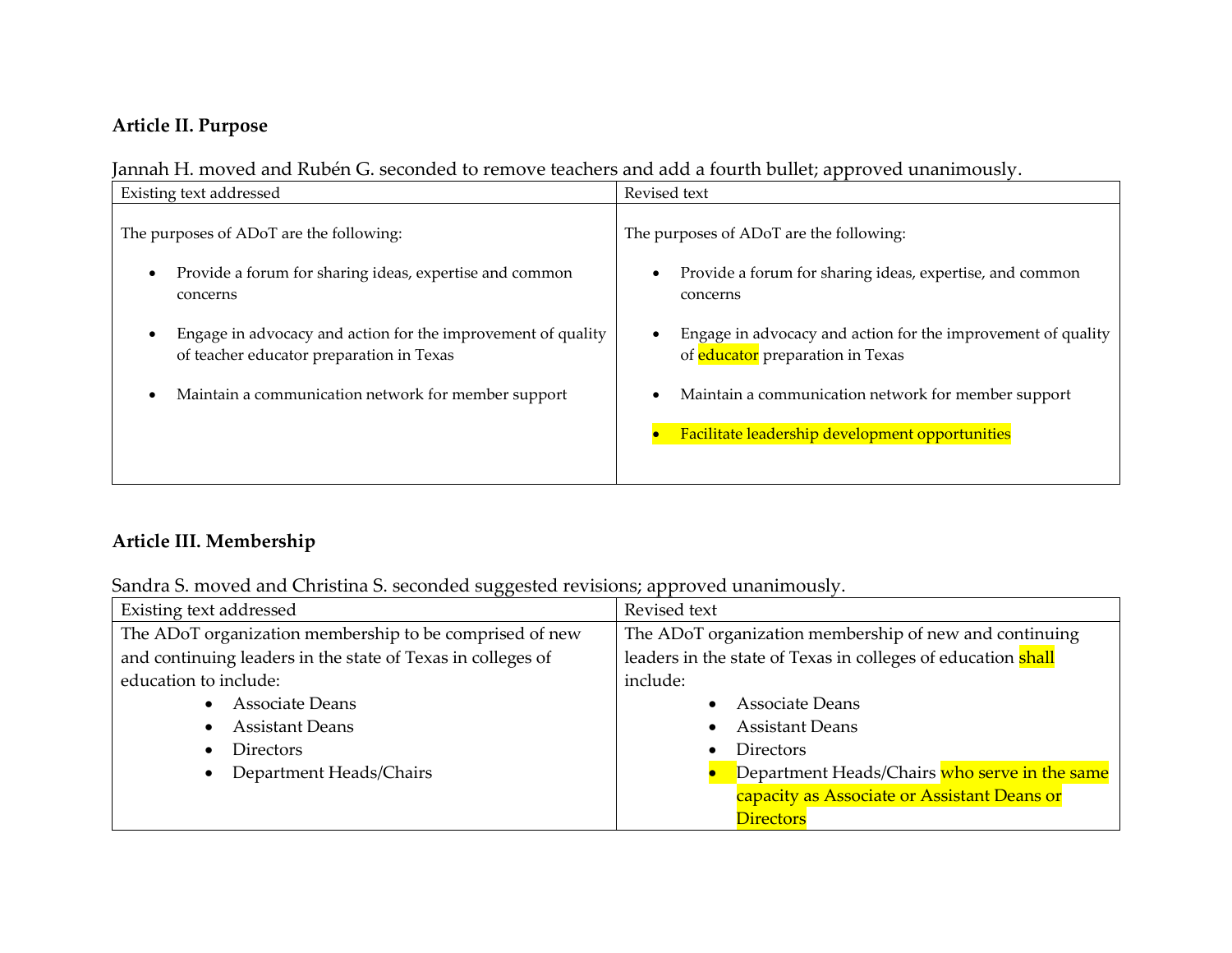**Article II. Purpose**

Jannah H. moved and Rubén G. seconded to remove teachers and add a fourth bullet; approved unanimously.

| Existing text addressed | Revised text |
|---|---|
| The purposes of ADoT are the following:<br><br>• Provide a forum for sharing ideas, expertise and common concerns<br><br>• Engage in advocacy and action for the improvement of quality of teacher educator preparation in Texas<br><br>• Maintain a communication network for member support | The purposes of ADoT are the following:<br><br>• Provide a forum for sharing ideas, expertise, and common concerns<br><br>• Engage in advocacy and action for the improvement of quality of educator preparation in Texas<br><br>• Maintain a communication network for member support<br><br>• Facilitate leadership development opportunities |

**Article III. Membership**

Sandra S. moved and Christina S. seconded suggested revisions; approved unanimously.

| Existing text addressed | Revised text |
|---|---|
| The ADoT organization membership to be comprised of new and continuing leaders in the state of Texas in colleges of education to include:<br>• Associate Deans<br>• Assistant Deans<br>• Directors<br>• Department Heads/Chairs | The ADoT organization membership of new and continuing leaders in the state of Texas in colleges of education shall include:<br>• Associate Deans<br>• Assistant Deans<br>• Directors<br>• Department Heads/Chairs who serve in the same capacity as Associate or Assistant Deans or Directors |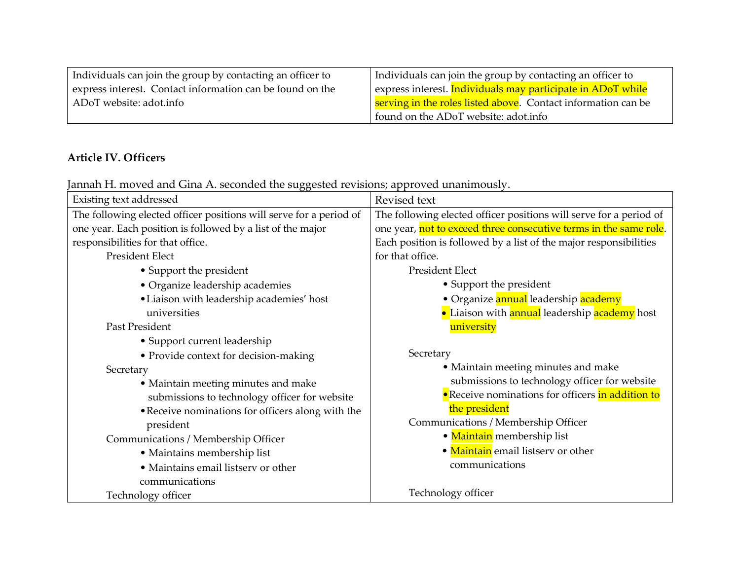| | |
|---|---|
| Individuals can join the group by contacting an officer to express interest. Contact information can be found on the ADoT website: adot.info | Individuals can join the group by contacting an officer to express interest. Individuals may participate in ADoT while serving in the roles listed above. Contact information can be found on the ADoT website: adot.info |

**Article IV. Officers**

Jannah H. moved and Gina A. seconded the suggested revisions; approved unanimously.

| Existing text addressed | Revised text |
|---|---|
| The following elected officer positions will serve for a period of one year. Each position is followed by a list of the major responsibilities for that office.<br>President Elect<br>• Support the president<br>• Organize leadership academies<br>• Liaison with leadership academies' host universities<br>Past President<br>• Support current leadership<br>• Provide context for decision-making<br>Secretary<br>• Maintain meeting minutes and make submissions to technology officer for website<br>• Receive nominations for officers along with the president<br>Communications / Membership Officer<br>• Maintains membership list<br>• Maintains email listserv or other communications<br>Technology officer | The following elected officer positions will serve for a period of one year, not to exceed three consecutive terms in the same role. Each position is followed by a list of the major responsibilities for that office.<br>President Elect<br>• Support the president<br>• Organize annual leadership academy<br>• Liaison with annual leadership academy host university<br><br>Secretary<br>• Maintain meeting minutes and make submissions to technology officer for website<br>• Receive nominations for officers in addition to the president<br>Communications / Membership Officer<br>• Maintain membership list<br>• Maintain email listserv or other communications<br><br>Technology officer |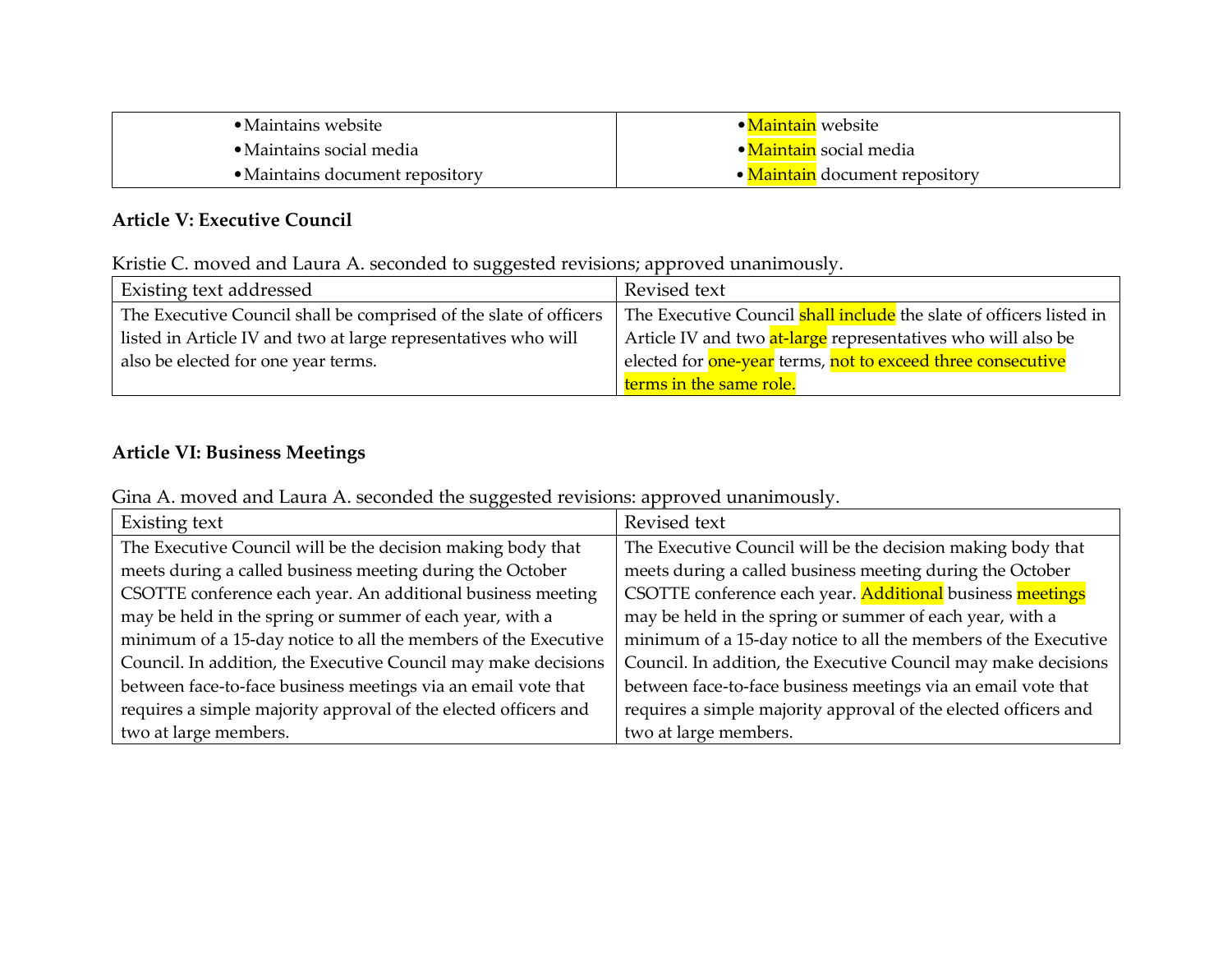| | |
|---|---|
| • Maintains website<br>• Maintains social media<br>• Maintains document repository | • Maintain website<br>• Maintain social media<br>• Maintain document repository |

**Article V: Executive Council**

Kristie C. moved and Laura A. seconded to suggested revisions; approved unanimously.

| Existing text addressed | Revised text |
|---|---|
| The Executive Council shall be comprised of the slate of officers listed in Article IV and two at large representatives who will also be elected for one year terms. | The Executive Council shall include the slate of officers listed in Article IV and two at-large representatives who will also be elected for one-year terms, not to exceed three consecutive terms in the same role. |

**Article VI: Business Meetings**

Gina A. moved and Laura A. seconded the suggested revisions: approved unanimously.

| Existing text | Revised text |
|---|---|
| The Executive Council will be the decision making body that meets during a called business meeting during the October CSOTTE conference each year. An additional business meeting may be held in the spring or summer of each year, with a minimum of a 15-day notice to all the members of the Executive Council. In addition, the Executive Council may make decisions between face-to-face business meetings via an email vote that requires a simple majority approval of the elected officers and two at large members. | The Executive Council will be the decision making body that meets during a called business meeting during the October CSOTTE conference each year. Additional business meetings may be held in the spring or summer of each year, with a minimum of a 15-day notice to all the members of the Executive Council. In addition, the Executive Council may make decisions between face-to-face business meetings via an email vote that requires a simple majority approval of the elected officers and two at large members. |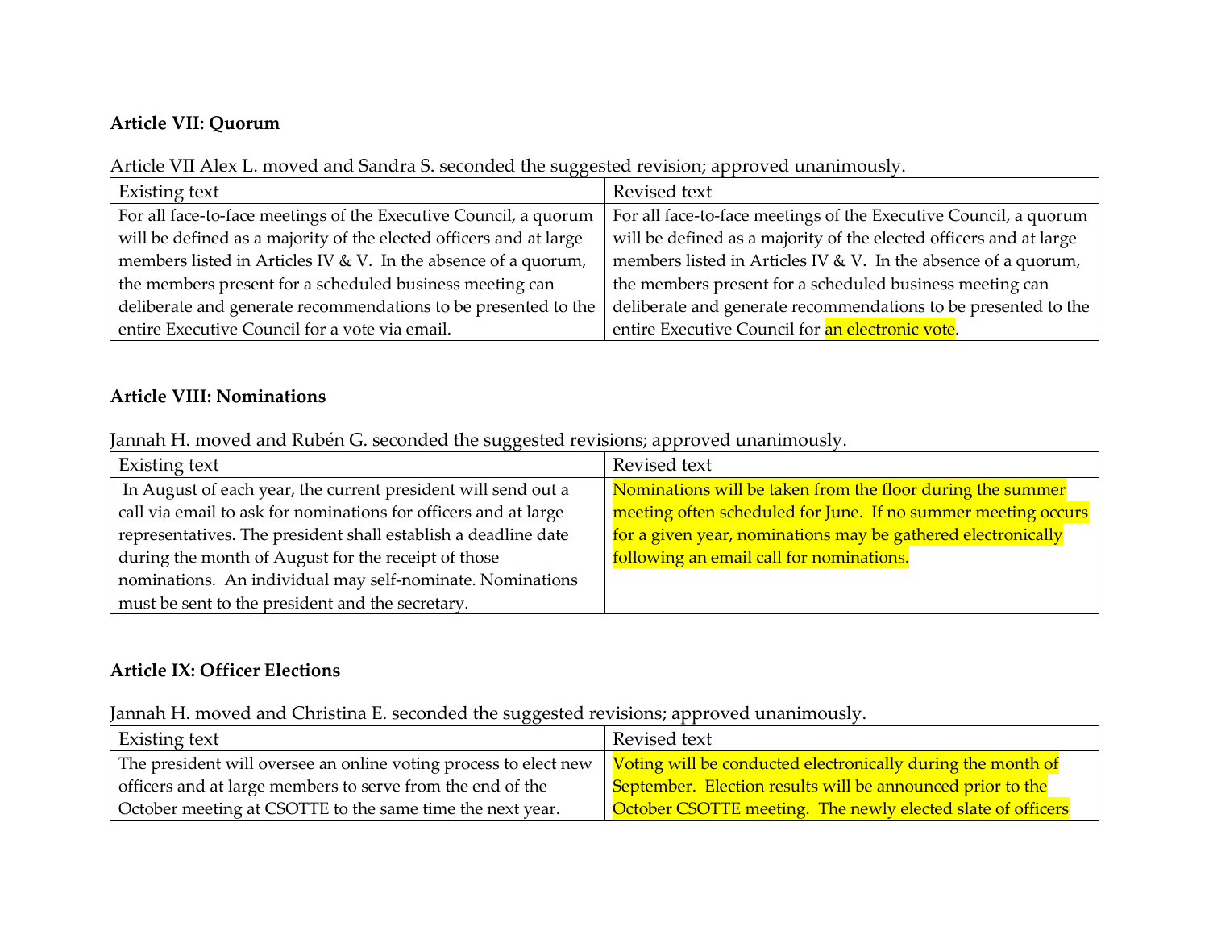**Article VII: Quorum**

Article VII Alex L. moved and Sandra S. seconded the suggested revision; approved unanimously.

| Existing text | Revised text |
|---|---|
| For all face-to-face meetings of the Executive Council, a quorum will be defined as a majority of the elected officers and at large members listed in Articles IV & V. In the absence of a quorum, the members present for a scheduled business meeting can deliberate and generate recommendations to be presented to the entire Executive Council for a vote via email. | For all face-to-face meetings of the Executive Council, a quorum will be defined as a majority of the elected officers and at large members listed in Articles IV & V. In the absence of a quorum, the members present for a scheduled business meeting can deliberate and generate recommendations to be presented to the entire Executive Council for an electronic vote. |

**Article VIII: Nominations**

Jannah H. moved and Rubén G. seconded the suggested revisions; approved unanimously.

| Existing text | Revised text |
|---|---|
| In August of each year, the current president will send out a call via email to ask for nominations for officers and at large representatives. The president shall establish a deadline date during the month of August for the receipt of those nominations. An individual may self-nominate. Nominations must be sent to the president and the secretary. | Nominations will be taken from the floor during the summer meeting often scheduled for June. If no summer meeting occurs for a given year, nominations may be gathered electronically following an email call for nominations. |

**Article IX: Officer Elections**

Jannah H. moved and Christina E. seconded the suggested revisions; approved unanimously.

| Existing text | Revised text |
|---|---|
| The president will oversee an online voting process to elect new officers and at large members to serve from the end of the October meeting at CSOTTE to the same time the next year. | Voting will be conducted electronically during the month of September. Election results will be announced prior to the October CSOTTE meeting. The newly elected slate of officers |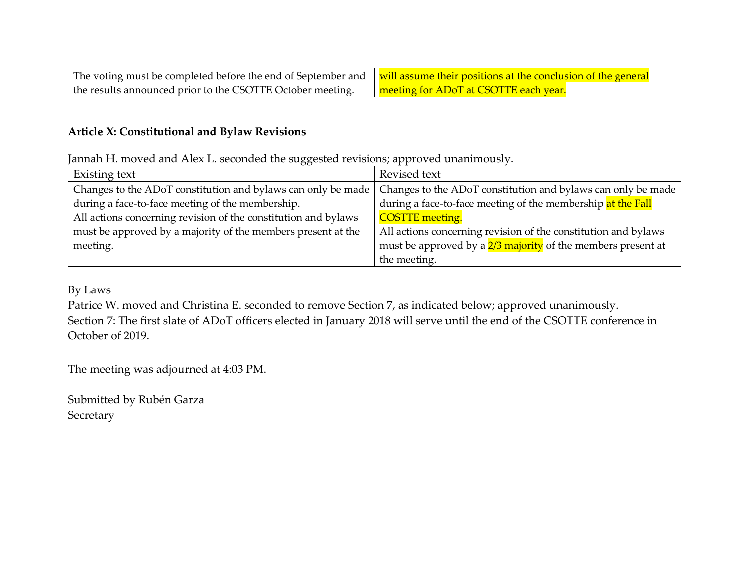| | |
|---|---|
| The voting must be completed before the end of September and the results announced prior to the CSOTTE October meeting. | will assume their positions at the conclusion of the general meeting for ADoT at CSOTTE each year. |

**Article X: Constitutional and Bylaw Revisions**

Jannah H. moved and Alex L. seconded the suggested revisions; approved unanimously.

| Existing text | Revised text |
|---|---|
| Changes to the ADoT constitution and bylaws can only be made during a face-to-face meeting of the membership.<br>All actions concerning revision of the constitution and bylaws must be approved by a majority of the members present at the meeting. | Changes to the ADoT constitution and bylaws can only be made during a face-to-face meeting of the membership at the Fall COSTTE meeting.<br>All actions concerning revision of the constitution and bylaws must be approved by a 2/3 majority of the members present at the meeting. |

By Laws

Patrice W. moved and Christina E. seconded to remove Section 7, as indicated below; approved unanimously.

Section 7: The first slate of ADoT officers elected in January 2018 will serve until the end of the CSOTTE conference in October of 2019.

The meeting was adjourned at 4:03 PM.

Submitted by Rubén Garza
Secretary